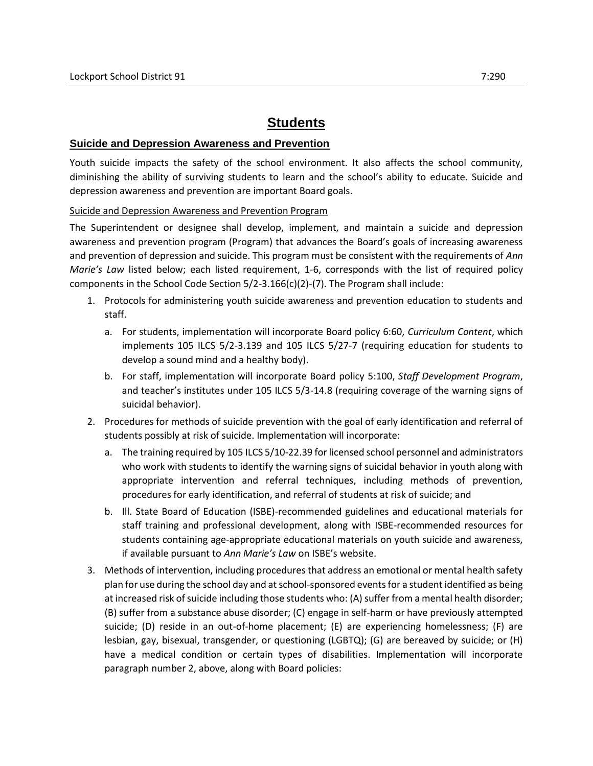# Students

## Suicide and Depression Awareness and Prevention

Youth suicide impacts the safety of the school environment. It also affects the school community, diminishing the ability of surviving students to learn and the school's ability to educate. Suicide and depression awareness and prevention are important Board goals.

### Suicide and Depression Awareness and Prevention Program

The Superintendent or designee shall develop, implement, and maintain a suicide and depression awareness and prevention program (Program) that advances the Board's goals of increasing awareness and prevention of depression and suicide. This program must be consistent with the requirements of *Ann Marie's Law* listed below; each listed requirement, 1-6, corresponds with the list of required policy components in the School Code Section 5/2-3.166(c)(2)-(7). The Program shall include:

1. Protocols for administering youth suicide awareness and prevention education to students and staff.
   a. For students, implementation will incorporate Board policy 6:60, *Curriculum Content*, which implements 105 ILCS 5/2-3.139 and 105 ILCS 5/27-7 (requiring education for students to develop a sound mind and a healthy body).
   b. For staff, implementation will incorporate Board policy 5:100, *Staff Development Program*, and teacher's institutes under 105 ILCS 5/3-14.8 (requiring coverage of the warning signs of suicidal behavior).
2. Procedures for methods of suicide prevention with the goal of early identification and referral of students possibly at risk of suicide. Implementation will incorporate:
   a. The training required by 105 ILCS 5/10-22.39 for licensed school personnel and administrators who work with students to identify the warning signs of suicidal behavior in youth along with appropriate intervention and referral techniques, including methods of prevention, procedures for early identification, and referral of students at risk of suicide; and
   b. Ill. State Board of Education (ISBE)-recommended guidelines and educational materials for staff training and professional development, along with ISBE-recommended resources for students containing age-appropriate educational materials on youth suicide and awareness, if available pursuant to *Ann Marie's Law* on ISBE's website.
3. Methods of intervention, including procedures that address an emotional or mental health safety plan for use during the school day and at school-sponsored events for a student identified as being at increased risk of suicide including those students who: (A) suffer from a mental health disorder; (B) suffer from a substance abuse disorder; (C) engage in self-harm or have previously attempted suicide; (D) reside in an out-of-home placement; (E) are experiencing homelessness; (F) are lesbian, gay, bisexual, transgender, or questioning (LGBTQ); (G) are bereaved by suicide; or (H) have a medical condition or certain types of disabilities. Implementation will incorporate paragraph number 2, above, along with Board policies: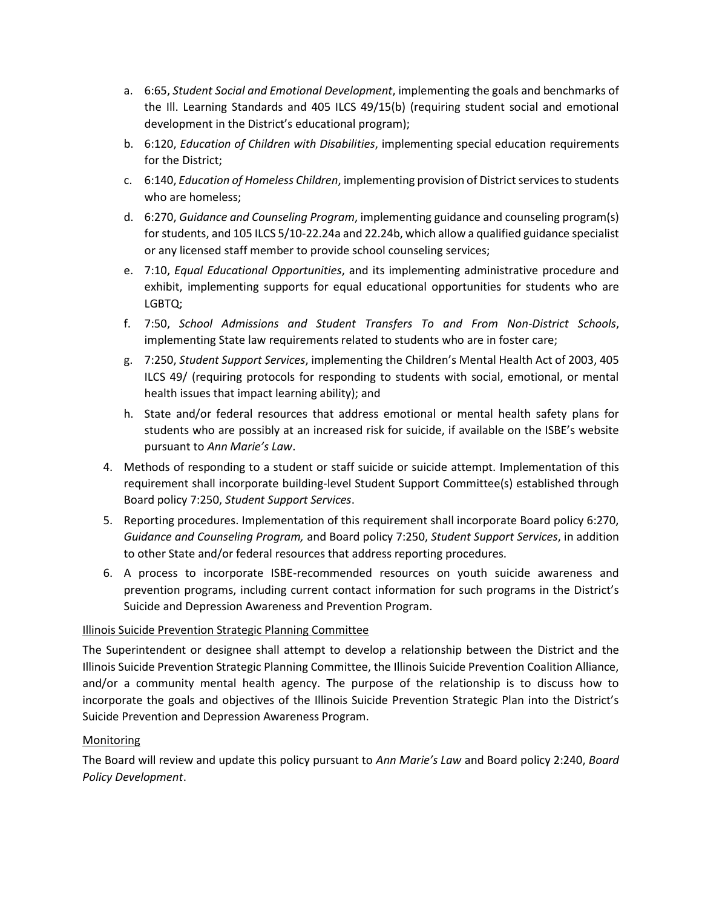a. 6:65, *Student Social and Emotional Development*, implementing the goals and benchmarks of the Ill. Learning Standards and 405 ILCS 49/15(b) (requiring student social and emotional development in the District's educational program);
   b. 6:120, *Education of Children with Disabilities*, implementing special education requirements for the District;
   c. 6:140, *Education of Homeless Children*, implementing provision of District services to students who are homeless;
   d. 6:270, *Guidance and Counseling Program*, implementing guidance and counseling program(s) for students, and 105 ILCS 5/10-22.24a and 22.24b, which allow a qualified guidance specialist or any licensed staff member to provide school counseling services;
   e. 7:10, *Equal Educational Opportunities*, and its implementing administrative procedure and exhibit, implementing supports for equal educational opportunities for students who are LGBTQ;
   f. 7:50, *School Admissions and Student Transfers To and From Non-District Schools*, implementing State law requirements related to students who are in foster care;
   g. 7:250, *Student Support Services*, implementing the Children's Mental Health Act of 2003, 405 ILCS 49/ (requiring protocols for responding to students with social, emotional, or mental health issues that impact learning ability); and
   h. State and/or federal resources that address emotional or mental health safety plans for students who are possibly at an increased risk for suicide, if available on the ISBE's website pursuant to *Ann Marie's Law*.

4. Methods of responding to a student or staff suicide or suicide attempt. Implementation of this requirement shall incorporate building-level Student Support Committee(s) established through Board policy 7:250, *Student Support Services*.
5. Reporting procedures. Implementation of this requirement shall incorporate Board policy 6:270, *Guidance and Counseling Program,* and Board policy 7:250, *Student Support Services*, in addition to other State and/or federal resources that address reporting procedures.
6. A process to incorporate ISBE-recommended resources on youth suicide awareness and prevention programs, including current contact information for such programs in the District's Suicide and Depression Awareness and Prevention Program.

<u>Illinois Suicide Prevention Strategic Planning Committee</u>

The Superintendent or designee shall attempt to develop a relationship between the District and the Illinois Suicide Prevention Strategic Planning Committee, the Illinois Suicide Prevention Coalition Alliance, and/or a community mental health agency. The purpose of the relationship is to discuss how to incorporate the goals and objectives of the Illinois Suicide Prevention Strategic Plan into the District's Suicide Prevention and Depression Awareness Program.

<u>Monitoring</u>

The Board will review and update this policy pursuant to *Ann Marie's Law* and Board policy 2:240, *Board Policy Development*.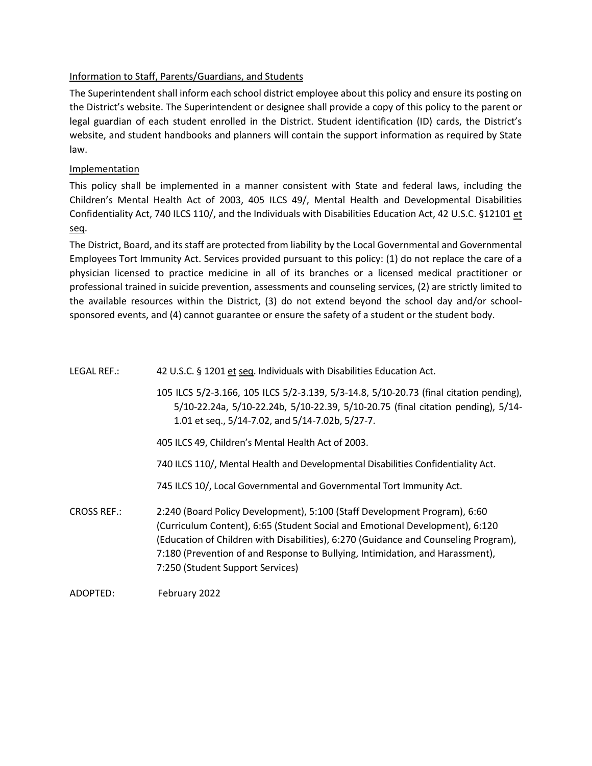Information to Staff, Parents/Guardians, and Students

The Superintendent shall inform each school district employee about this policy and ensure its posting on the District's website. The Superintendent or designee shall provide a copy of this policy to the parent or legal guardian of each student enrolled in the District. Student identification (ID) cards, the District's website, and student handbooks and planners will contain the support information as required by State law.

Implementation

This policy shall be implemented in a manner consistent with State and federal laws, including the Children's Mental Health Act of 2003, 405 ILCS 49/, Mental Health and Developmental Disabilities Confidentiality Act, 740 ILCS 110/, and the Individuals with Disabilities Education Act, 42 U.S.C. §12101 et seq.

The District, Board, and its staff are protected from liability by the Local Governmental and Governmental Employees Tort Immunity Act. Services provided pursuant to this policy: (1) do not replace the care of a physician licensed to practice medicine in all of its branches or a licensed medical practitioner or professional trained in suicide prevention, assessments and counseling services, (2) are strictly limited to the available resources within the District, (3) do not extend beyond the school day and/or school-sponsored events, and (4) cannot guarantee or ensure the safety of a student or the student body.

LEGAL REF.: 42 U.S.C. § 1201 et seq. Individuals with Disabilities Education Act.

105 ILCS 5/2-3.166, 105 ILCS 5/2-3.139, 5/3-14.8, 5/10-20.73 (final citation pending), 5/10-22.24a, 5/10-22.24b, 5/10-22.39, 5/10-20.75 (final citation pending), 5/14-1.01 et seq., 5/14-7.02, and 5/14-7.02b, 5/27-7.

405 ILCS 49, Children's Mental Health Act of 2003.

740 ILCS 110/, Mental Health and Developmental Disabilities Confidentiality Act.

745 ILCS 10/, Local Governmental and Governmental Tort Immunity Act.

CROSS REF.: 2:240 (Board Policy Development), 5:100 (Staff Development Program), 6:60 (Curriculum Content), 6:65 (Student Social and Emotional Development), 6:120 (Education of Children with Disabilities), 6:270 (Guidance and Counseling Program), 7:180 (Prevention of and Response to Bullying, Intimidation, and Harassment), 7:250 (Student Support Services)

ADOPTED: February 2022